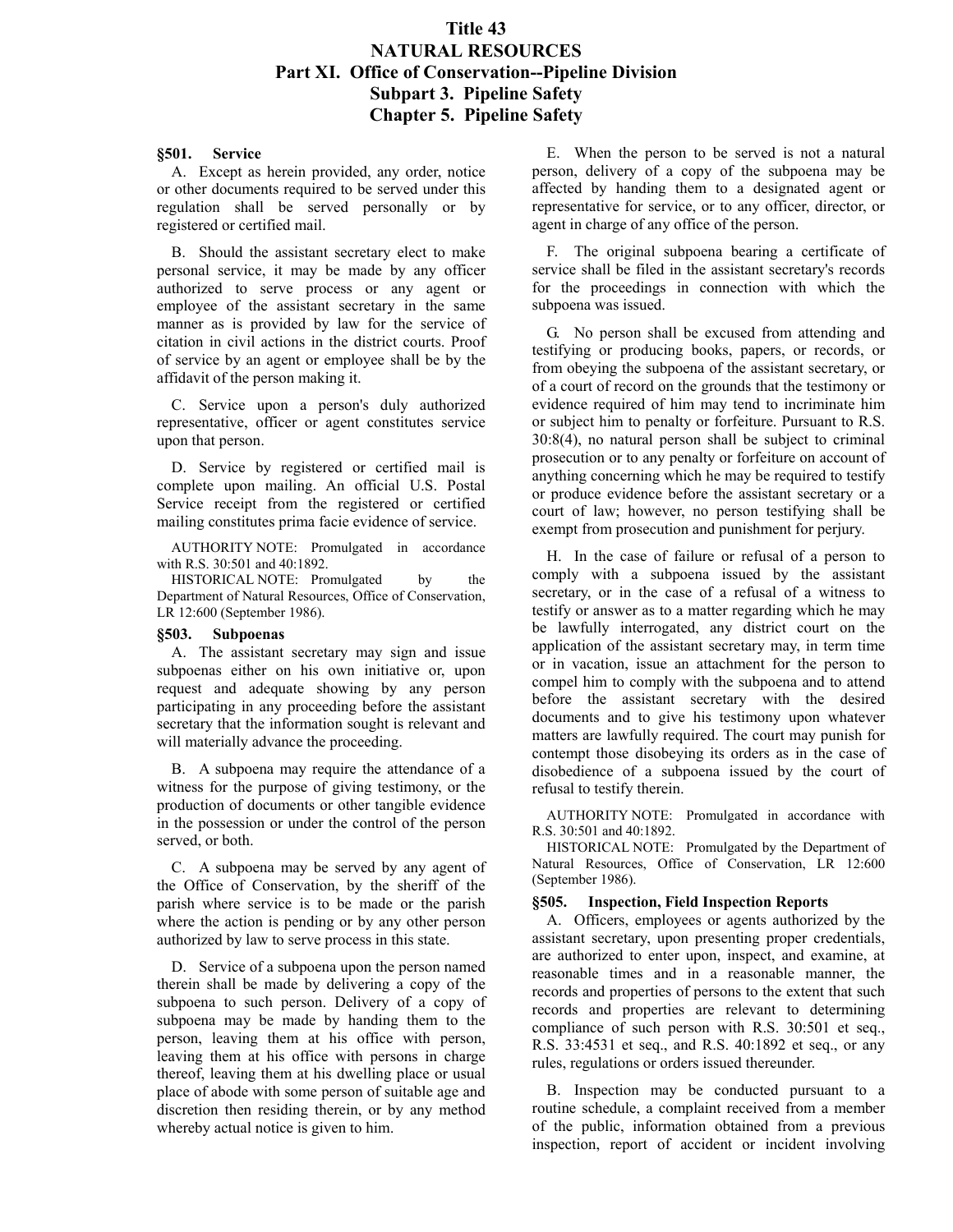# Title 43
# NATURAL RESOURCES
## Part XI. Office of Conservation--Pipeline Division
### Subpart 3. Pipeline Safety
### Chapter 5. Pipeline Safety

#### §501. Service

A. Except as herein provided, any order, notice or other documents required to be served under this regulation shall be served personally or by registered or certified mail.

B. Should the assistant secretary elect to make personal service, it may be made by any officer authorized to serve process or any agent or employee of the assistant secretary in the same manner as is provided by law for the service of citation in civil actions in the district courts. Proof of service by an agent or employee shall be by the affidavit of the person making it.

C. Service upon a person's duly authorized representative, officer or agent constitutes service upon that person.

D. Service by registered or certified mail is complete upon mailing. An official U.S. Postal Service receipt from the registered or certified mailing constitutes prima facie evidence of service.

AUTHORITY NOTE: Promulgated in accordance with R.S. 30:501 and 40:1892.

HISTORICAL NOTE: Promulgated by the Department of Natural Resources, Office of Conservation, LR 12:600 (September 1986).

#### §503. Subpoenas

A. The assistant secretary may sign and issue subpoenas either on his own initiative or, upon request and adequate showing by any person participating in any proceeding before the assistant secretary that the information sought is relevant and will materially advance the proceeding.

B. A subpoena may require the attendance of a witness for the purpose of giving testimony, or the production of documents or other tangible evidence in the possession or under the control of the person served, or both.

C. A subpoena may be served by any agent of the Office of Conservation, by the sheriff of the parish where service is to be made or the parish where the action is pending or by any other person authorized by law to serve process in this state.

D. Service of a subpoena upon the person named therein shall be made by delivering a copy of the subpoena to such person. Delivery of a copy of subpoena may be made by handing them to the person, leaving them at his office with person, leaving them at his office with persons in charge thereof, leaving them at his dwelling place or usual place of abode with some person of suitable age and discretion then residing therein, or by any method whereby actual notice is given to him.

E. When the person to be served is not a natural person, delivery of a copy of the subpoena may be affected by handing them to a designated agent or representative for service, or to any officer, director, or agent in charge of any office of the person.

F. The original subpoena bearing a certificate of service shall be filed in the assistant secretary's records for the proceedings in connection with which the subpoena was issued.

G. No person shall be excused from attending and testifying or producing books, papers, or records, or from obeying the subpoena of the assistant secretary, or of a court of record on the grounds that the testimony or evidence required of him may tend to incriminate him or subject him to penalty or forfeiture. Pursuant to R.S. 30:8(4), no natural person shall be subject to criminal prosecution or to any penalty or forfeiture on account of anything concerning which he may be required to testify or produce evidence before the assistant secretary or a court of law; however, no person testifying shall be exempt from prosecution and punishment for perjury.

H. In the case of failure or refusal of a person to comply with a subpoena issued by the assistant secretary, or in the case of a refusal of a witness to testify or answer as to a matter regarding which he may be lawfully interrogated, any district court on the application of the assistant secretary may, in term time or in vacation, issue an attachment for the person to compel him to comply with the subpoena and to attend before the assistant secretary with the desired documents and to give his testimony upon whatever matters are lawfully required. The court may punish for contempt those disobeying its orders as in the case of disobedience of a subpoena issued by the court of refusal to testify therein.

AUTHORITY NOTE: Promulgated in accordance with R.S. 30:501 and 40:1892.

HISTORICAL NOTE: Promulgated by the Department of Natural Resources, Office of Conservation, LR 12:600 (September 1986).

#### §505. Inspection, Field Inspection Reports

A. Officers, employees or agents authorized by the assistant secretary, upon presenting proper credentials, are authorized to enter upon, inspect, and examine, at reasonable times and in a reasonable manner, the records and properties of persons to the extent that such records and properties are relevant to determining compliance of such person with R.S. 30:501 et seq., R.S. 33:4531 et seq., and R.S. 40:1892 et seq., or any rules, regulations or orders issued thereunder.

B. Inspection may be conducted pursuant to a routine schedule, a complaint received from a member of the public, information obtained from a previous inspection, report of accident or incident involving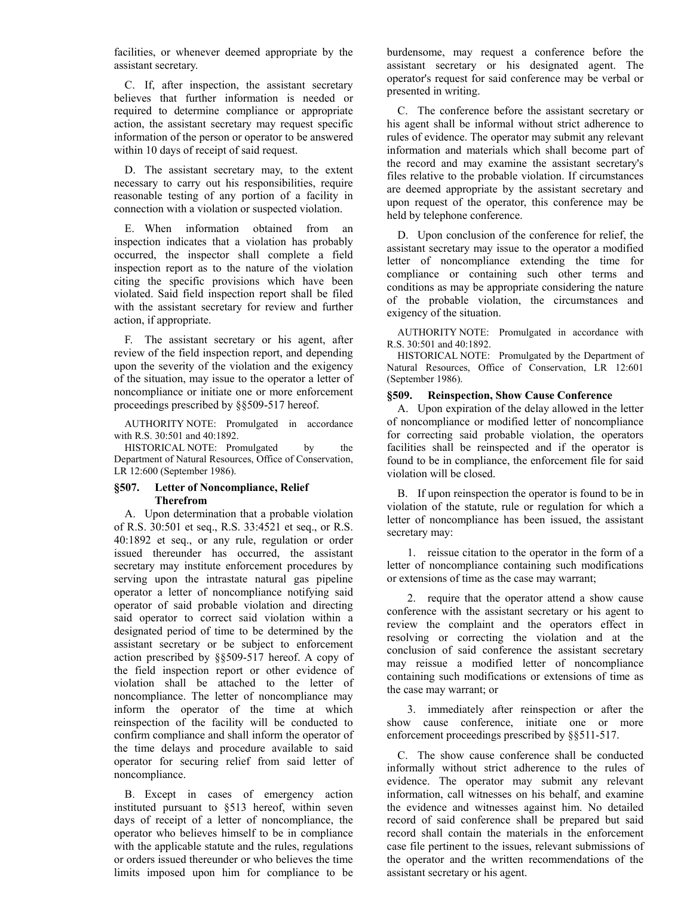facilities, or whenever deemed appropriate by the assistant secretary.

C. If, after inspection, the assistant secretary believes that further information is needed or required to determine compliance or appropriate action, the assistant secretary may request specific information of the person or operator to be answered within 10 days of receipt of said request.

D. The assistant secretary may, to the extent necessary to carry out his responsibilities, require reasonable testing of any portion of a facility in connection with a violation or suspected violation.

E. When information obtained from an inspection indicates that a violation has probably occurred, the inspector shall complete a field inspection report as to the nature of the violation citing the specific provisions which have been violated. Said field inspection report shall be filed with the assistant secretary for review and further action, if appropriate.

F. The assistant secretary or his agent, after review of the field inspection report, and depending upon the severity of the violation and the exigency of the situation, may issue to the operator a letter of noncompliance or initiate one or more enforcement proceedings prescribed by §§509-517 hereof.

AUTHORITY NOTE: Promulgated in accordance with R.S. 30:501 and 40:1892.

HISTORICAL NOTE: Promulgated by the Department of Natural Resources, Office of Conservation, LR 12:600 (September 1986).

### §507. Letter of Noncompliance, Relief Therefrom

A. Upon determination that a probable violation of R.S. 30:501 et seq., R.S. 33:4521 et seq., or R.S. 40:1892 et seq., or any rule, regulation or order issued thereunder has occurred, the assistant secretary may institute enforcement procedures by serving upon the intrastate natural gas pipeline operator a letter of noncompliance notifying said operator of said probable violation and directing said operator to correct said violation within a designated period of time to be determined by the assistant secretary or be subject to enforcement action prescribed by §§509-517 hereof. A copy of the field inspection report or other evidence of violation shall be attached to the letter of noncompliance. The letter of noncompliance may inform the operator of the time at which reinspection of the facility will be conducted to confirm compliance and shall inform the operator of the time delays and procedure available to said operator for securing relief from said letter of noncompliance.

B. Except in cases of emergency action instituted pursuant to §513 hereof, within seven days of receipt of a letter of noncompliance, the operator who believes himself to be in compliance with the applicable statute and the rules, regulations or orders issued thereunder or who believes the time limits imposed upon him for compliance to be burdensome, may request a conference before the assistant secretary or his designated agent. The operator's request for said conference may be verbal or presented in writing.

C. The conference before the assistant secretary or his agent shall be informal without strict adherence to rules of evidence. The operator may submit any relevant information and materials which shall become part of the record and may examine the assistant secretary's files relative to the probable violation. If circumstances are deemed appropriate by the assistant secretary and upon request of the operator, this conference may be held by telephone conference.

D. Upon conclusion of the conference for relief, the assistant secretary may issue to the operator a modified letter of noncompliance extending the time for compliance or containing such other terms and conditions as may be appropriate considering the nature of the probable violation, the circumstances and exigency of the situation.

AUTHORITY NOTE: Promulgated in accordance with R.S. 30:501 and 40:1892.

HISTORICAL NOTE: Promulgated by the Department of Natural Resources, Office of Conservation, LR 12:601 (September 1986).

### §509. Reinspection, Show Cause Conference

A. Upon expiration of the delay allowed in the letter of noncompliance or modified letter of noncompliance for correcting said probable violation, the operators facilities shall be reinspected and if the operator is found to be in compliance, the enforcement file for said violation will be closed.

B. If upon reinspection the operator is found to be in violation of the statute, rule or regulation for which a letter of noncompliance has been issued, the assistant secretary may:

1. reissue citation to the operator in the form of a letter of noncompliance containing such modifications or extensions of time as the case may warrant;

2. require that the operator attend a show cause conference with the assistant secretary or his agent to review the complaint and the operators effect in resolving or correcting the violation and at the conclusion of said conference the assistant secretary may reissue a modified letter of noncompliance containing such modifications or extensions of time as the case may warrant; or

3. immediately after reinspection or after the show cause conference, initiate one or more enforcement proceedings prescribed by §§511-517.

C. The show cause conference shall be conducted informally without strict adherence to the rules of evidence. The operator may submit any relevant information, call witnesses on his behalf, and examine the evidence and witnesses against him. No detailed record of said conference shall be prepared but said record shall contain the materials in the enforcement case file pertinent to the issues, relevant submissions of the operator and the written recommendations of the assistant secretary or his agent.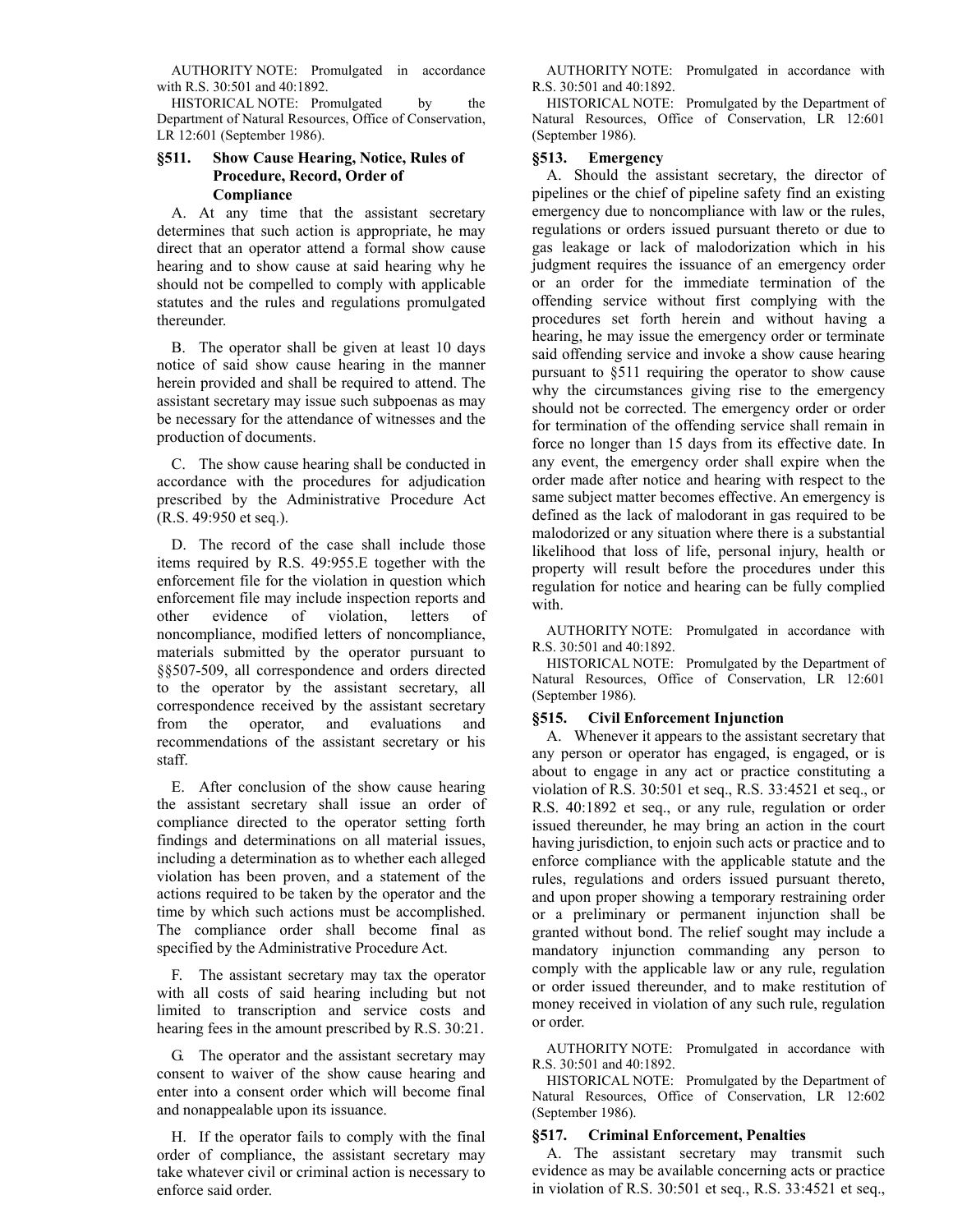AUTHORITY NOTE: Promulgated in accordance with R.S. 30:501 and 40:1892.

HISTORICAL NOTE: Promulgated by the Department of Natural Resources, Office of Conservation, LR 12:601 (September 1986).

### §511. Show Cause Hearing, Notice, Rules of Procedure, Record, Order of Compliance

A. At any time that the assistant secretary determines that such action is appropriate, he may direct that an operator attend a formal show cause hearing and to show cause at said hearing why he should not be compelled to comply with applicable statutes and the rules and regulations promulgated thereunder.

B. The operator shall be given at least 10 days notice of said show cause hearing in the manner herein provided and shall be required to attend. The assistant secretary may issue such subpoenas as may be necessary for the attendance of witnesses and the production of documents.

C. The show cause hearing shall be conducted in accordance with the procedures for adjudication prescribed by the Administrative Procedure Act (R.S. 49:950 et seq.).

D. The record of the case shall include those items required by R.S. 49:955.E together with the enforcement file for the violation in question which enforcement file may include inspection reports and other evidence of violation, letters of noncompliance, modified letters of noncompliance, materials submitted by the operator pursuant to §§507-509, all correspondence and orders directed to the operator by the assistant secretary, all correspondence received by the assistant secretary from the operator, and evaluations and recommendations of the assistant secretary or his staff.

E. After conclusion of the show cause hearing the assistant secretary shall issue an order of compliance directed to the operator setting forth findings and determinations on all material issues, including a determination as to whether each alleged violation has been proven, and a statement of the actions required to be taken by the operator and the time by which such actions must be accomplished. The compliance order shall become final as specified by the Administrative Procedure Act.

F. The assistant secretary may tax the operator with all costs of said hearing including but not limited to transcription and service costs and hearing fees in the amount prescribed by R.S. 30:21.

G. The operator and the assistant secretary may consent to waiver of the show cause hearing and enter into a consent order which will become final and nonappealable upon its issuance.

H. If the operator fails to comply with the final order of compliance, the assistant secretary may take whatever civil or criminal action is necessary to enforce said order.

AUTHORITY NOTE: Promulgated in accordance with R.S. 30:501 and 40:1892.

HISTORICAL NOTE: Promulgated by the Department of Natural Resources, Office of Conservation, LR 12:601 (September 1986).

### §513. Emergency

A. Should the assistant secretary, the director of pipelines or the chief of pipeline safety find an existing emergency due to noncompliance with law or the rules, regulations or orders issued pursuant thereto or due to gas leakage or lack of malodorization which in his judgment requires the issuance of an emergency order or an order for the immediate termination of the offending service without first complying with the procedures set forth herein and without having a hearing, he may issue the emergency order or terminate said offending service and invoke a show cause hearing pursuant to §511 requiring the operator to show cause why the circumstances giving rise to the emergency should not be corrected. The emergency order or order for termination of the offending service shall remain in force no longer than 15 days from its effective date. In any event, the emergency order shall expire when the order made after notice and hearing with respect to the same subject matter becomes effective. An emergency is defined as the lack of malodorant in gas required to be malodorized or any situation where there is a substantial likelihood that loss of life, personal injury, health or property will result before the procedures under this regulation for notice and hearing can be fully complied with.

AUTHORITY NOTE: Promulgated in accordance with R.S. 30:501 and 40:1892.

HISTORICAL NOTE: Promulgated by the Department of Natural Resources, Office of Conservation, LR 12:601 (September 1986).

### §515. Civil Enforcement Injunction

A. Whenever it appears to the assistant secretary that any person or operator has engaged, is engaged, or is about to engage in any act or practice constituting a violation of R.S. 30:501 et seq., R.S. 33:4521 et seq., or R.S. 40:1892 et seq., or any rule, regulation or order issued thereunder, he may bring an action in the court having jurisdiction, to enjoin such acts or practice and to enforce compliance with the applicable statute and the rules, regulations and orders issued pursuant thereto, and upon proper showing a temporary restraining order or a preliminary or permanent injunction shall be granted without bond. The relief sought may include a mandatory injunction commanding any person to comply with the applicable law or any rule, regulation or order issued thereunder, and to make restitution of money received in violation of any such rule, regulation or order.

AUTHORITY NOTE: Promulgated in accordance with R.S. 30:501 and 40:1892.

HISTORICAL NOTE: Promulgated by the Department of Natural Resources, Office of Conservation, LR 12:602 (September 1986).

### §517. Criminal Enforcement, Penalties

A. The assistant secretary may transmit such evidence as may be available concerning acts or practice in violation of R.S. 30:501 et seq., R.S. 33:4521 et seq.,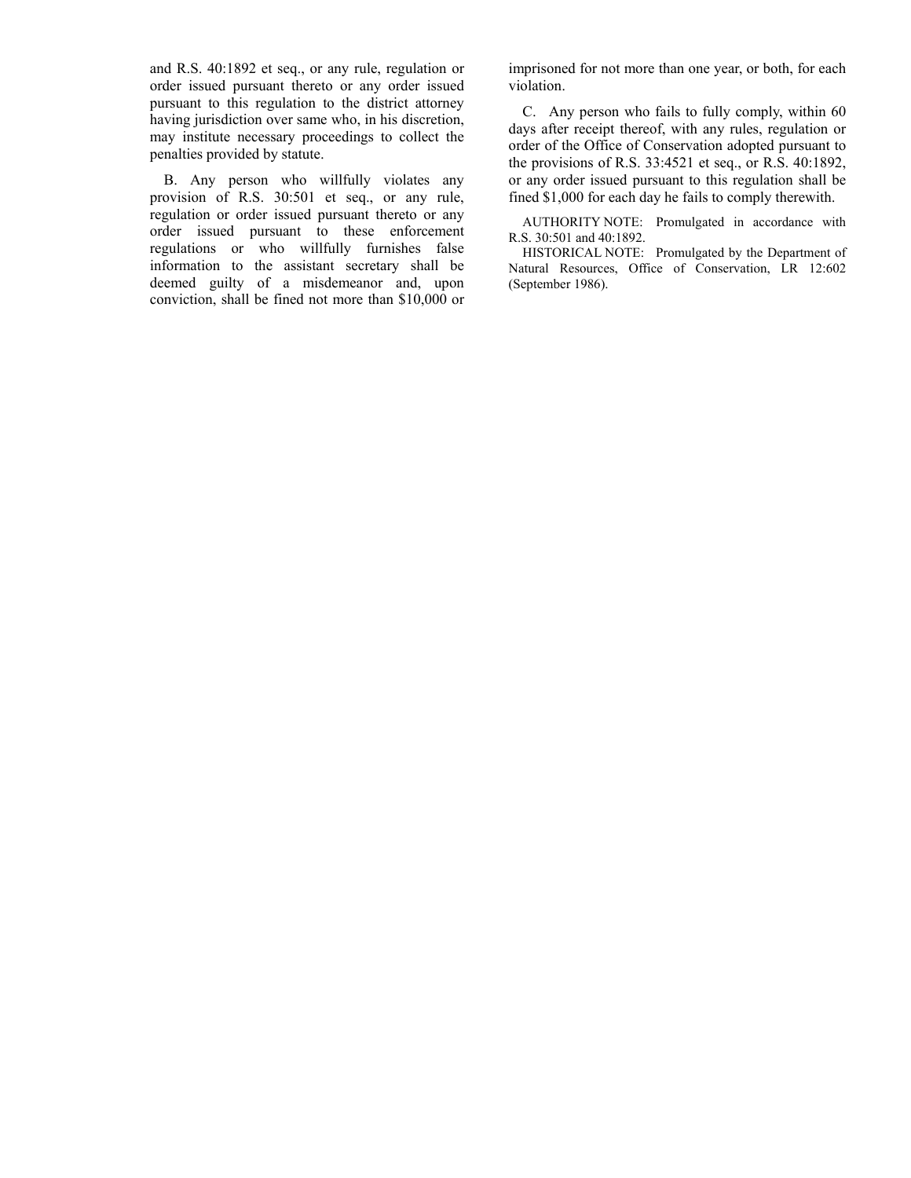and R.S. 40:1892 et seq., or any rule, regulation or order issued pursuant thereto or any order issued pursuant to this regulation to the district attorney having jurisdiction over same who, in his discretion, may institute necessary proceedings to collect the penalties provided by statute.

B. Any person who willfully violates any provision of R.S. 30:501 et seq., or any rule, regulation or order issued pursuant thereto or any order issued pursuant to these enforcement regulations or who willfully furnishes false information to the assistant secretary shall be deemed guilty of a misdemeanor and, upon conviction, shall be fined not more than $10,000 or imprisoned for not more than one year, or both, for each violation.

C. Any person who fails to fully comply, within 60 days after receipt thereof, with any rules, regulation or order of the Office of Conservation adopted pursuant to the provisions of R.S. 33:4521 et seq., or R.S. 40:1892, or any order issued pursuant to this regulation shall be fined $1,000 for each day he fails to comply therewith.

AUTHORITY NOTE: Promulgated in accordance with R.S. 30:501 and 40:1892.

HISTORICAL NOTE: Promulgated by the Department of Natural Resources, Office of Conservation, LR 12:602 (September 1986).